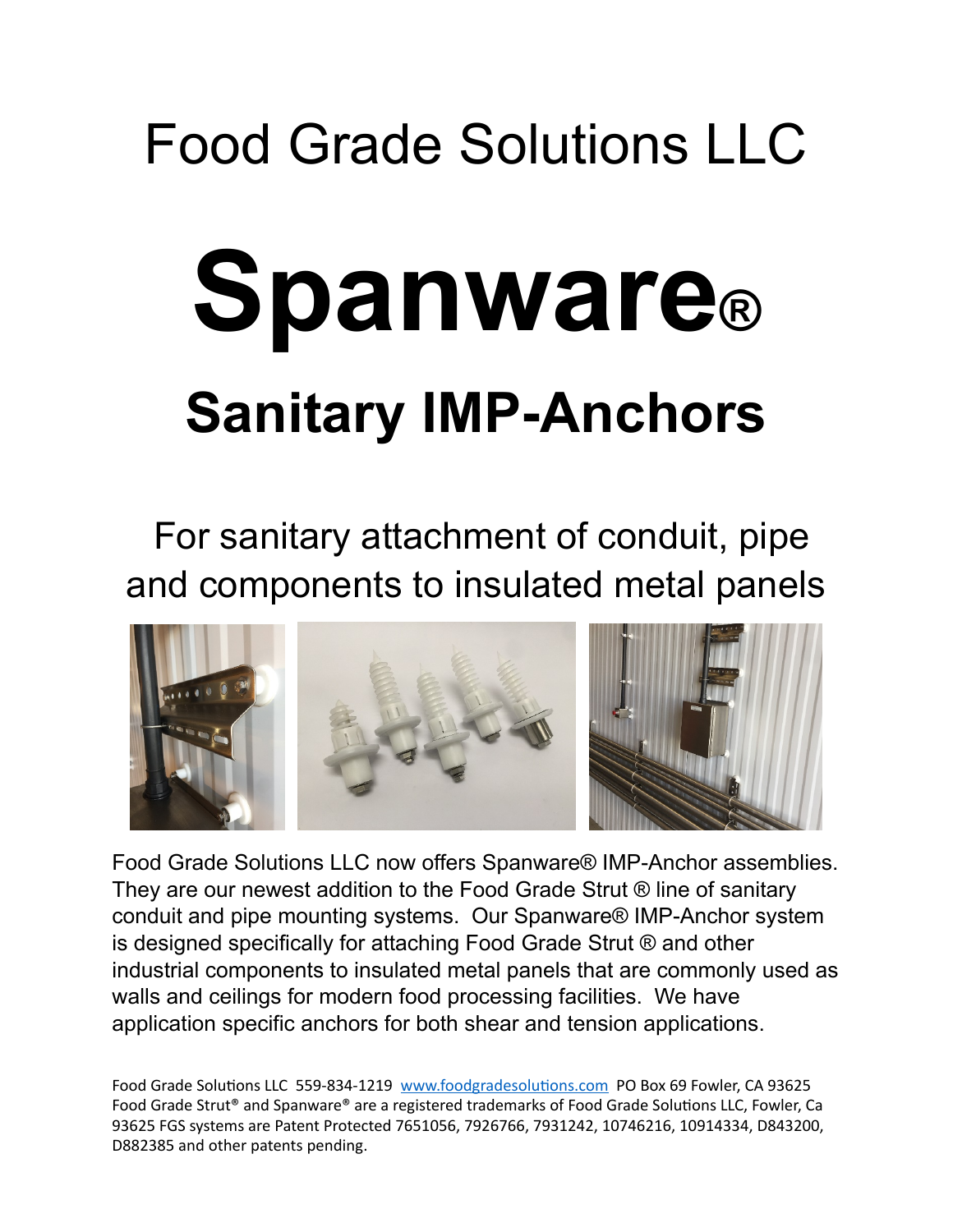Food Grade Solutions LLC

# Spanware®

## Sanitary IMP-Anchors

For sanitary attachment of conduit, pipe and components to insulated metal panels

Food Grade Solutions LLC now offers Spanware® IMP-Anchor assemblies. They are our newest addition to the Food Grade Strut ® line of sanitary conduit and pipe mounting systems. Our Spanware® IMP-Anchor system is designed specifically for attaching Food Grade Strut ® and other industrial components to insulated metal panels that are commonly used as walls and ceilings for modern food processing facilities. We have application specific anchors for both shear and tension applications.

Food Grade Solutions LLC 559-834-1219 [www.foodgradesolutions.com](http://www.foodgradesolutions.com) PO Box 69 Fowler, CA 93625
Food Grade Strut® and Spanware® are a registered trademarks of Food Grade Solutions LLC, Fowler, Ca 93625 FGS systems are Patent Protected 7651056, 7926766, 7931242, 10746216, 10914334, D843200, D882385 and other patents pending.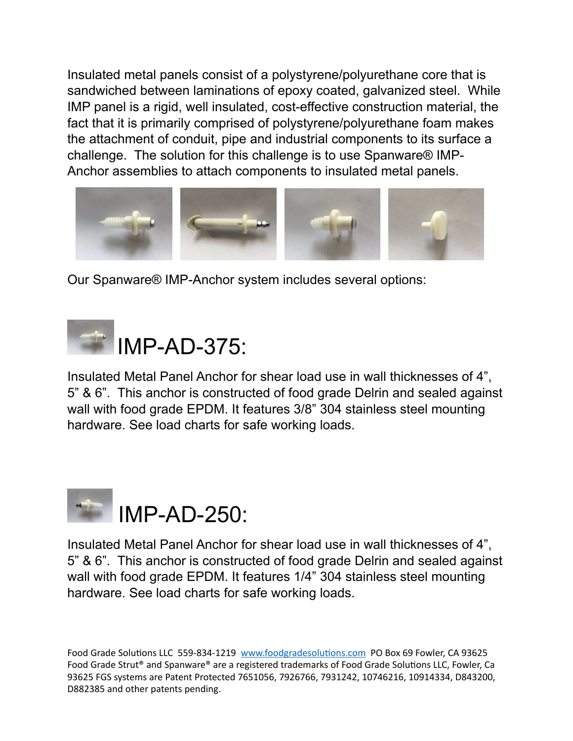Insulated metal panels consist of a polystyrene/polyurethane core that is sandwiched between laminations of epoxy coated, galvanized steel. While IMP panel is a rigid, well insulated, cost-effective construction material, the fact that it is primarily comprised of polystyrene/polyurethane foam makes the attachment of conduit, pipe and industrial components to its surface a challenge. The solution for this challenge is to use Spanware® IMP-Anchor assemblies to attach components to insulated metal panels.

Our Spanware® IMP-Anchor system includes several options:

## IMP-AD-375:

Insulated Metal Panel Anchor for shear load use in wall thicknesses of 4", 5" & 6". This anchor is constructed of food grade Delrin and sealed against wall with food grade EPDM. It features 3/8" 304 stainless steel mounting hardware. See load charts for safe working loads.

## IMP-AD-250:

Insulated Metal Panel Anchor for shear load use in wall thicknesses of 4", 5" & 6". This anchor is constructed of food grade Delrin and sealed against wall with food grade EPDM. It features 1/4" 304 stainless steel mounting hardware. See load charts for safe working loads.

Food Grade Solutions LLC 559-834-1219 www.foodgradesolutions.com PO Box 69 Fowler, CA 93625
Food Grade Strut® and Spanware® are a registered trademarks of Food Grade Solutions LLC, Fowler, Ca 93625 FGS systems are Patent Protected 7651056, 7926766, 7931242, 10746216, 10914334, D843200, D882385 and other patents pending.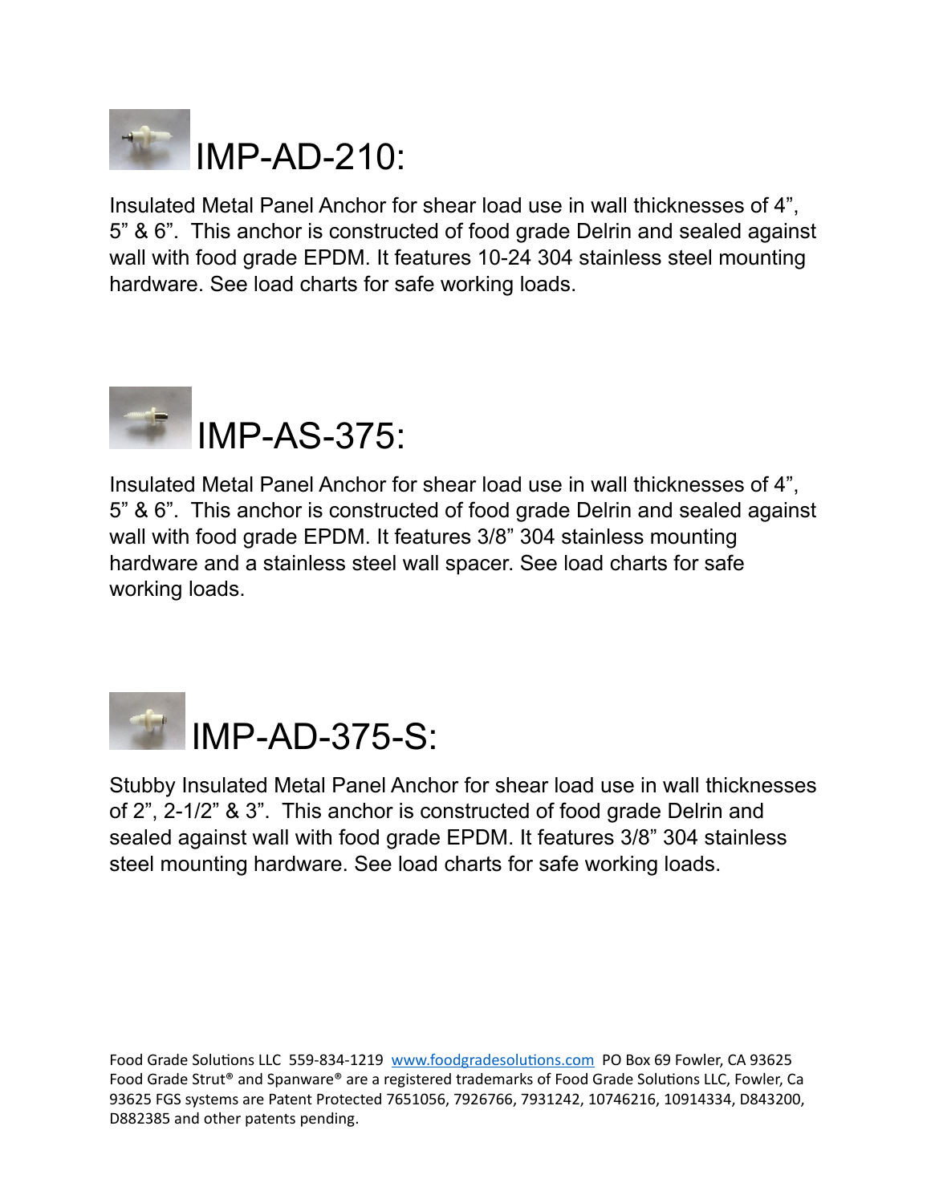# IMP-AD-210:

Insulated Metal Panel Anchor for shear load use in wall thicknesses of 4”, 5” & 6”. This anchor is constructed of food grade Delrin and sealed against wall with food grade EPDM. It features 10-24 304 stainless steel mounting hardware. See load charts for safe working loads.

# IMP-AS-375:

Insulated Metal Panel Anchor for shear load use in wall thicknesses of 4”, 5” & 6”. This anchor is constructed of food grade Delrin and sealed against wall with food grade EPDM. It features 3/8” 304 stainless mounting hardware and a stainless steel wall spacer. See load charts for safe working loads.

# IMP-AD-375-S:

Stubby Insulated Metal Panel Anchor for shear load use in wall thicknesses of 2”, 2-1/2” & 3”. This anchor is constructed of food grade Delrin and sealed against wall with food grade EPDM. It features 3/8” 304 stainless steel mounting hardware. See load charts for safe working loads.

Food Grade Solutions LLC 559-834-1219 www.foodgradesolutions.com PO Box 69 Fowler, CA 93625
Food Grade Strut® and Spanware® are a registered trademarks of Food Grade Solutions LLC, Fowler, Ca 93625 FGS systems are Patent Protected 7651056, 7926766, 7931242, 10746216, 10914334, D843200, D882385 and other patents pending.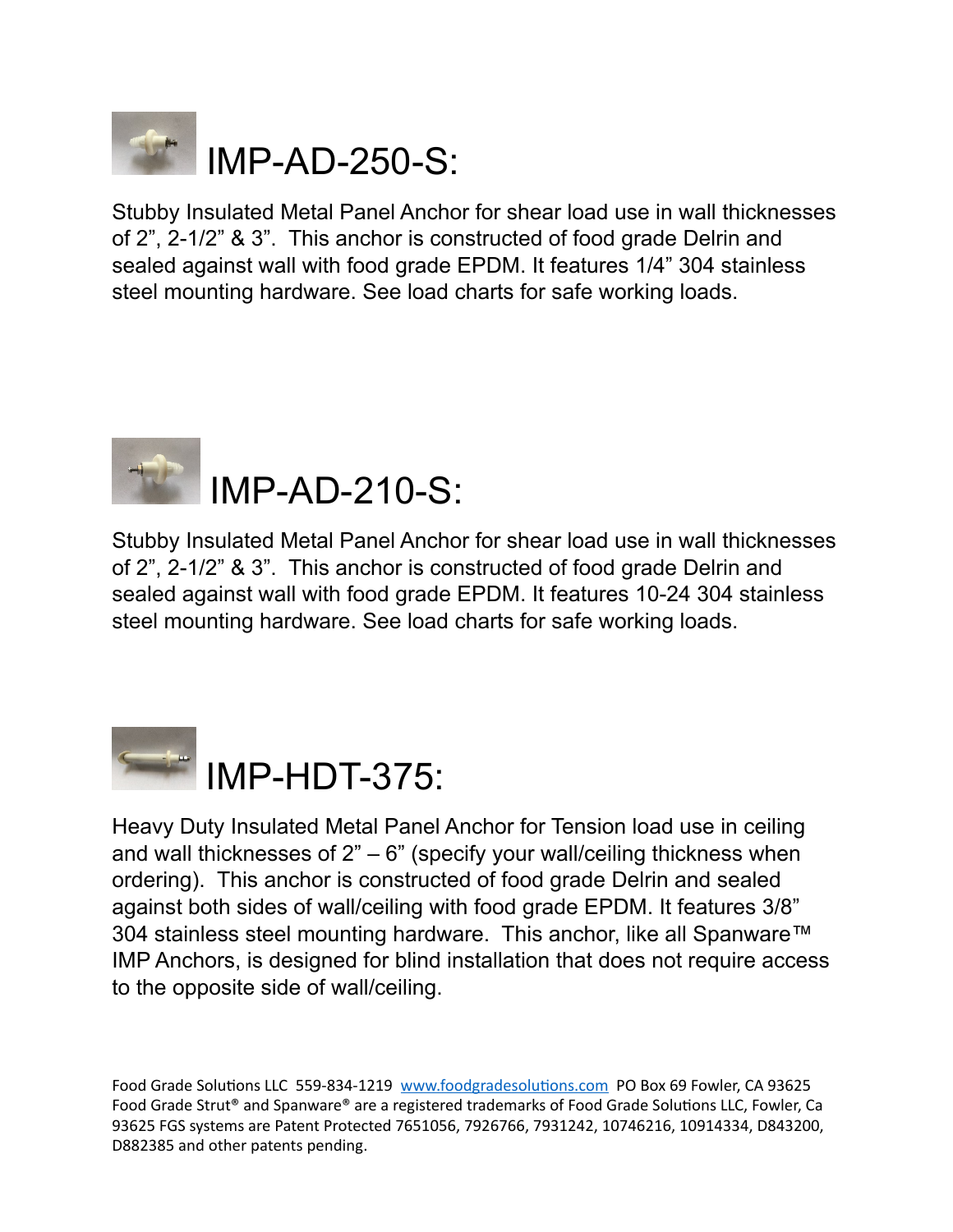## IMP-AD-250-S:

Stubby Insulated Metal Panel Anchor for shear load use in wall thicknesses of 2", 2-1/2" & 3". This anchor is constructed of food grade Delrin and sealed against wall with food grade EPDM. It features 1/4" 304 stainless steel mounting hardware. See load charts for safe working loads.

## IMP-AD-210-S:

Stubby Insulated Metal Panel Anchor for shear load use in wall thicknesses of 2", 2-1/2" & 3". This anchor is constructed of food grade Delrin and sealed against wall with food grade EPDM. It features 10-24 304 stainless steel mounting hardware. See load charts for safe working loads.

## IMP-HDT-375:

Heavy Duty Insulated Metal Panel Anchor for Tension load use in ceiling and wall thicknesses of 2" – 6" (specify your wall/ceiling thickness when ordering). This anchor is constructed of food grade Delrin and sealed against both sides of wall/ceiling with food grade EPDM. It features 3/8" 304 stainless steel mounting hardware. This anchor, like all Spanware™ IMP Anchors, is designed for blind installation that does not require access to the opposite side of wall/ceiling.

Food Grade Solutions LLC 559-834-1219 www.foodgradesolutions.com PO Box 69 Fowler, CA 93625
Food Grade Strut® and Spanware® are a registered trademarks of Food Grade Solutions LLC, Fowler, Ca 93625 FGS systems are Patent Protected 7651056, 7926766, 7931242, 10746216, 10914334, D843200, D882385 and other patents pending.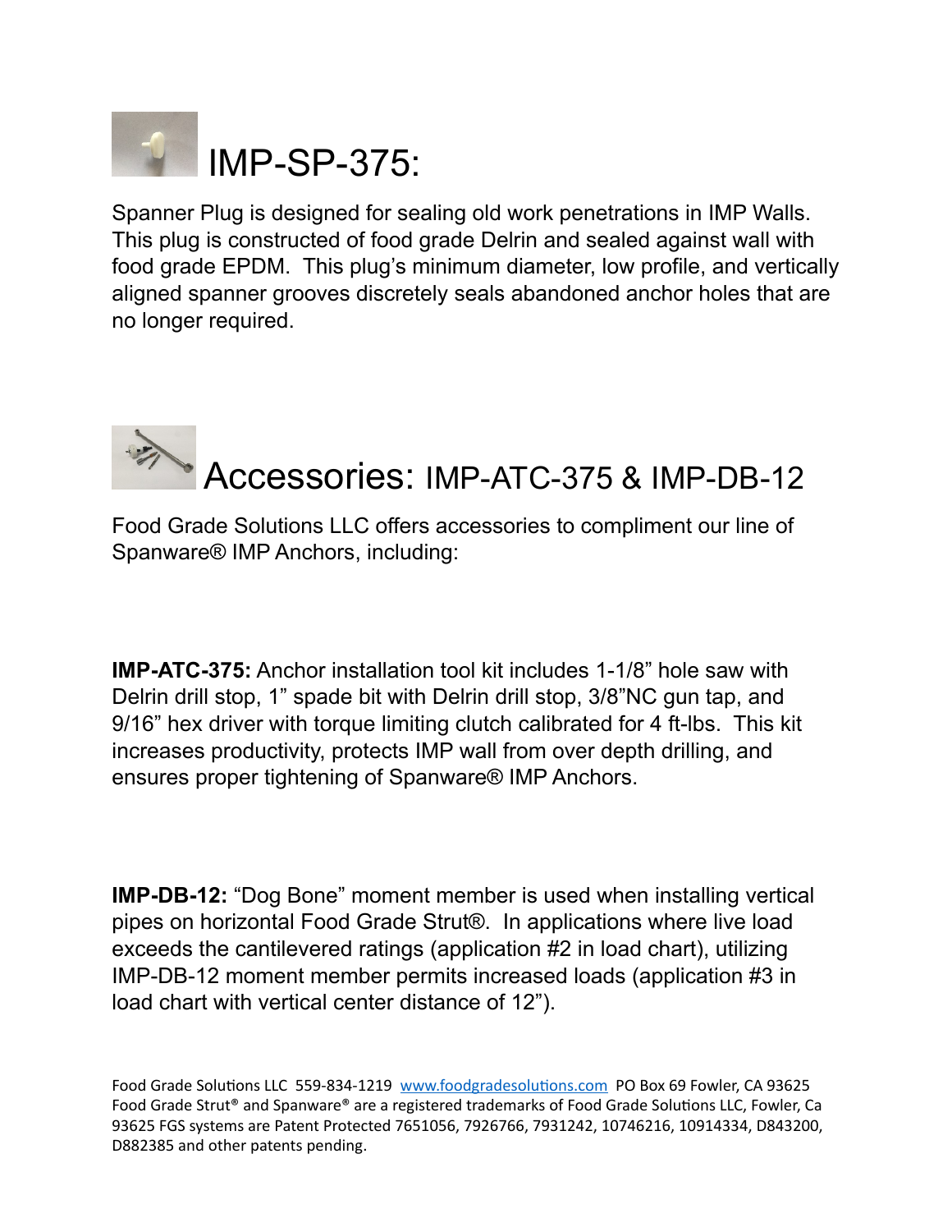# IMP-SP-375:

Spanner Plug is designed for sealing old work penetrations in IMP Walls. This plug is constructed of food grade Delrin and sealed against wall with food grade EPDM. This plug's minimum diameter, low profile, and vertically aligned spanner grooves discretely seals abandoned anchor holes that are no longer required.

# Accessories: IMP-ATC-375 & IMP-DB-12

Food Grade Solutions LLC offers accessories to compliment our line of Spanware® IMP Anchors, including:

**IMP-ATC-375:** Anchor installation tool kit includes 1-1/8" hole saw with Delrin drill stop, 1" spade bit with Delrin drill stop, 3/8"NC gun tap, and 9/16" hex driver with torque limiting clutch calibrated for 4 ft-lbs. This kit increases productivity, protects IMP wall from over depth drilling, and ensures proper tightening of Spanware® IMP Anchors.

**IMP-DB-12:** "Dog Bone" moment member is used when installing vertical pipes on horizontal Food Grade Strut®. In applications where live load exceeds the cantilevered ratings (application #2 in load chart), utilizing IMP-DB-12 moment member permits increased loads (application #3 in load chart with vertical center distance of 12").

Food Grade Solutions LLC 559-834-1219 www.foodgradesolutions.com PO Box 69 Fowler, CA 93625
Food Grade Strut® and Spanware® are a registered trademarks of Food Grade Solutions LLC, Fowler, Ca 93625 FGS systems are Patent Protected 7651056, 7926766, 7931242, 10746216, 10914334, D843200, D882385 and other patents pending.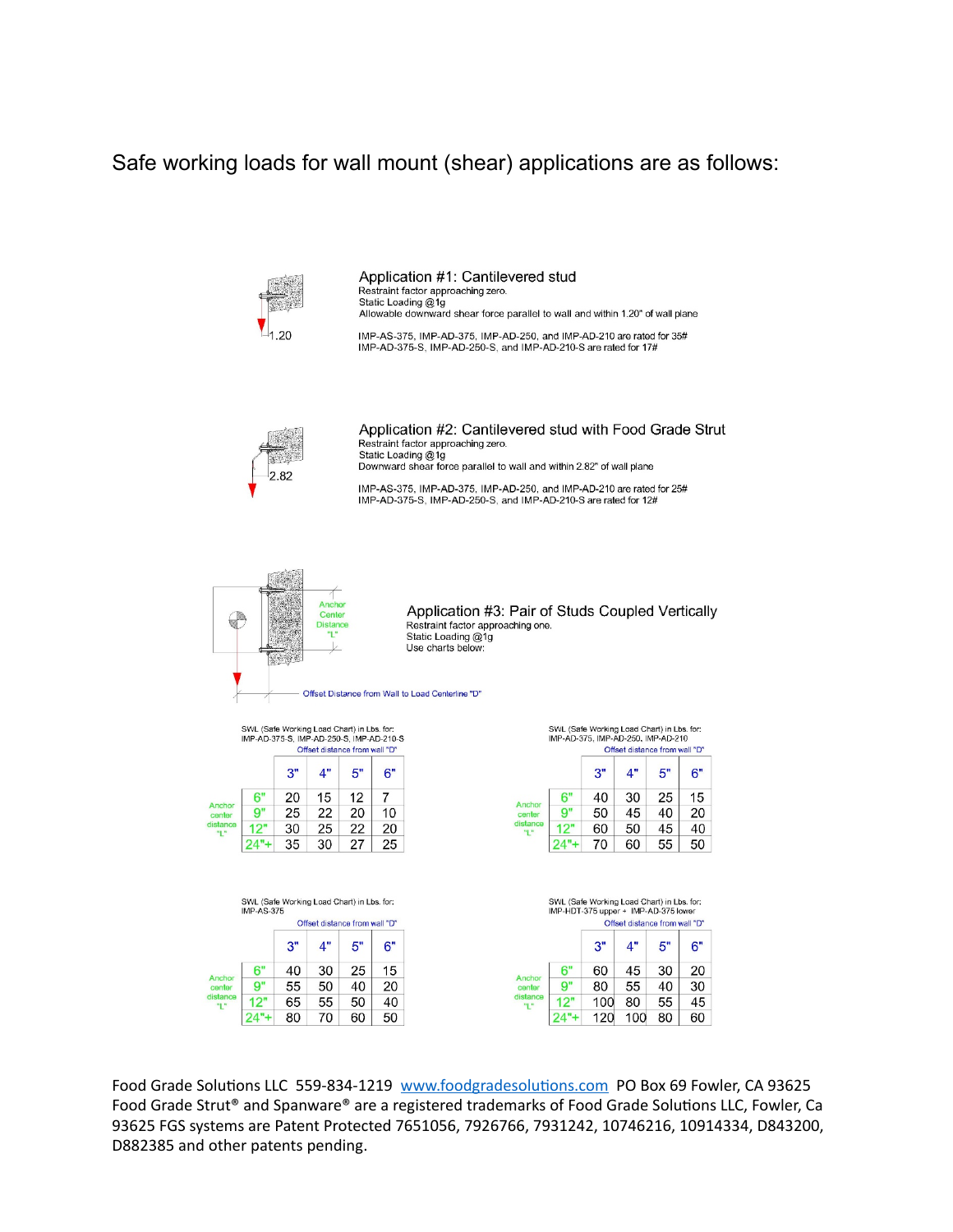Safe working loads for wall mount (shear) applications are as follows:

1.20

## Application #1: Cantilevered stud

Restraint factor approaching zero.
Static Loading @1g
Allowable downward shear force parallel to wall and within 1.20" of wall plane

IMP-AS-375, IMP-AD-375, IMP-AD-250, and IMP-AD-210 are rated for 35#
IMP-AD-375-S, IMP-AD-250-S, and IMP-AD-210-S are rated for 17#

2.82

## Application #2: Cantilevered stud with Food Grade Strut

Restraint factor approaching zero.
Static Loading @1g
Downward shear force parallel to wall and within 2.82" of wall plane

IMP-AS-375, IMP-AD-375, IMP-AD-250, and IMP-AD-210 are rated for 25#
IMP-AD-375-S, IMP-AD-250-S, and IMP-AD-210-S are rated for 12#

Anchor Center Distance "L"

Offset Distance from Wall to Load Centerline "D"

## Application #3: Pair of Studs Coupled Vertically

Restraint factor approaching one.
Static Loading @1g
Use charts below:

SWL (Safe Working Load Chart) in Lbs. for:
IMP-AD-375-S, IMP-AD-250-S, IMP-AD-210-S

| Anchor center distance "L" | Offset distance from wall "D" 3" | 4" | 5" | 6" |
|---|---|---|---|---|
| 6" | 20 | 15 | 12 | 7 |
| 9" | 25 | 22 | 20 | 10 |
| 12" | 30 | 25 | 22 | 20 |
| 24"+ | 35 | 30 | 27 | 25 |

SWL (Safe Working Load Chart) in Lbs. for:
IMP-AD-375, IMP-AD-250, IMP-AD-210

| Anchor center distance "L" | Offset distance from wall "D" 3" | 4" | 5" | 6" |
|---|---|---|---|---|
| 6" | 40 | 30 | 25 | 15 |
| 9" | 50 | 45 | 40 | 20 |
| 12" | 60 | 50 | 45 | 40 |
| 24"+ | 70 | 60 | 55 | 50 |

SWL (Safe Working Load Chart) in Lbs. for:
IMP-AS-375

| Anchor center distance "L" | Offset distance from wall "D" 3" | 4" | 5" | 6" |
|---|---|---|---|---|
| 6" | 40 | 30 | 25 | 15 |
| 9" | 55 | 50 | 40 | 20 |
| 12" | 65 | 55 | 50 | 40 |
| 24"+ | 80 | 70 | 60 | 50 |

SWL (Safe Working Load Chart) in Lbs. for:
IMP-HDT-375 upper + IMP-AD-375 lower

| Anchor center distance "L" | Offset distance from wall "D" 3" | 4" | 5" | 6" |
|---|---|---|---|---|
| 6" | 60 | 45 | 30 | 20 |
| 9" | 80 | 55 | 40 | 30 |
| 12" | 100 | 80 | 55 | 45 |
| 24"+ | 120 | 100 | 80 | 60 |

Food Grade Solutions LLC 559-834-1219 www.foodgradesolutions.com PO Box 69 Fowler, CA 93625
Food Grade Strut® and Spanware® are a registered trademarks of Food Grade Solutions LLC, Fowler, Ca 93625 FGS systems are Patent Protected 7651056, 7926766, 7931242, 10746216, 10914334, D843200, D882385 and other patents pending.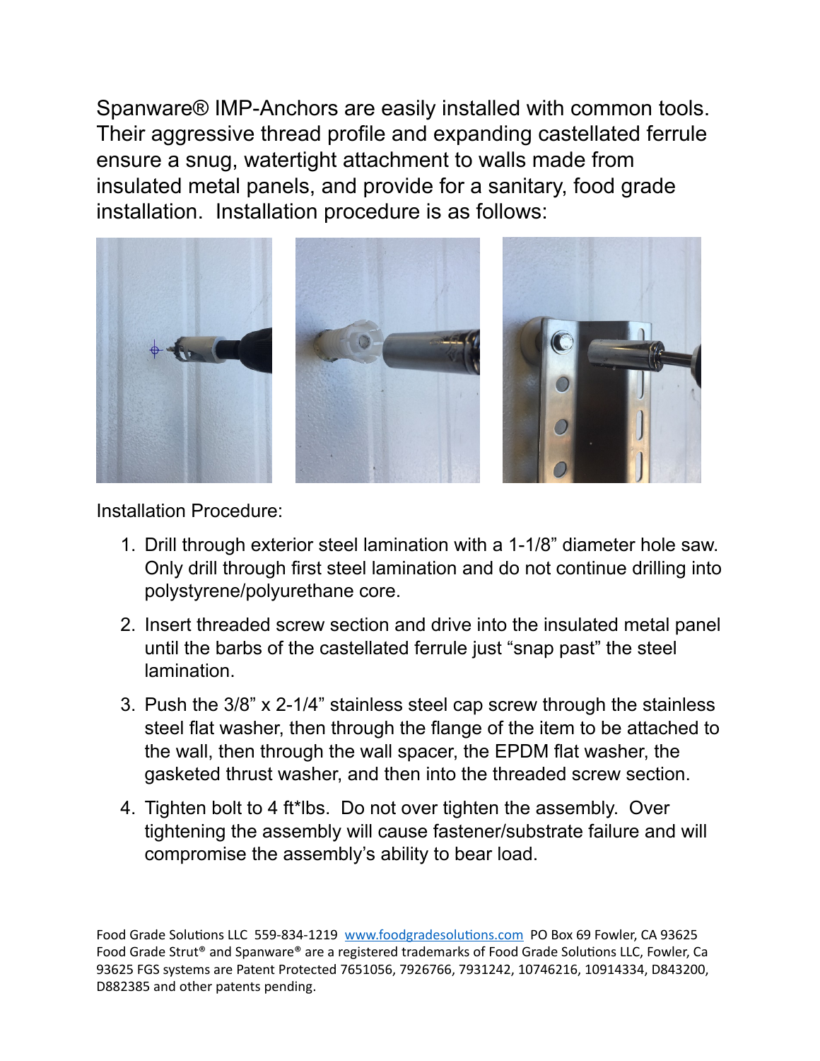Spanware® IMP-Anchors are easily installed with common tools. Their aggressive thread profile and expanding castellated ferrule ensure a snug, watertight attachment to walls made from insulated metal panels, and provide for a sanitary, food grade installation. Installation procedure is as follows:

Installation Procedure:

1. Drill through exterior steel lamination with a 1-1/8" diameter hole saw. Only drill through first steel lamination and do not continue drilling into polystyrene/polyurethane core.
2. Insert threaded screw section and drive into the insulated metal panel until the barbs of the castellated ferrule just "snap past" the steel lamination.
3. Push the 3/8" x 2-1/4" stainless steel cap screw through the stainless steel flat washer, then through the flange of the item to be attached to the wall, then through the wall spacer, the EPDM flat washer, the gasketed thrust washer, and then into the threaded screw section.
4. Tighten bolt to 4 ft*lbs. Do not over tighten the assembly. Over tightening the assembly will cause fastener/substrate failure and will compromise the assembly's ability to bear load.

Food Grade Solutions LLC 559-834-1219 www.foodgradesolutions.com PO Box 69 Fowler, CA 93625
Food Grade Strut® and Spanware® are a registered trademarks of Food Grade Solutions LLC, Fowler, Ca 93625 FGS systems are Patent Protected 7651056, 7926766, 7931242, 10746216, 10914334, D843200, D882385 and other patents pending.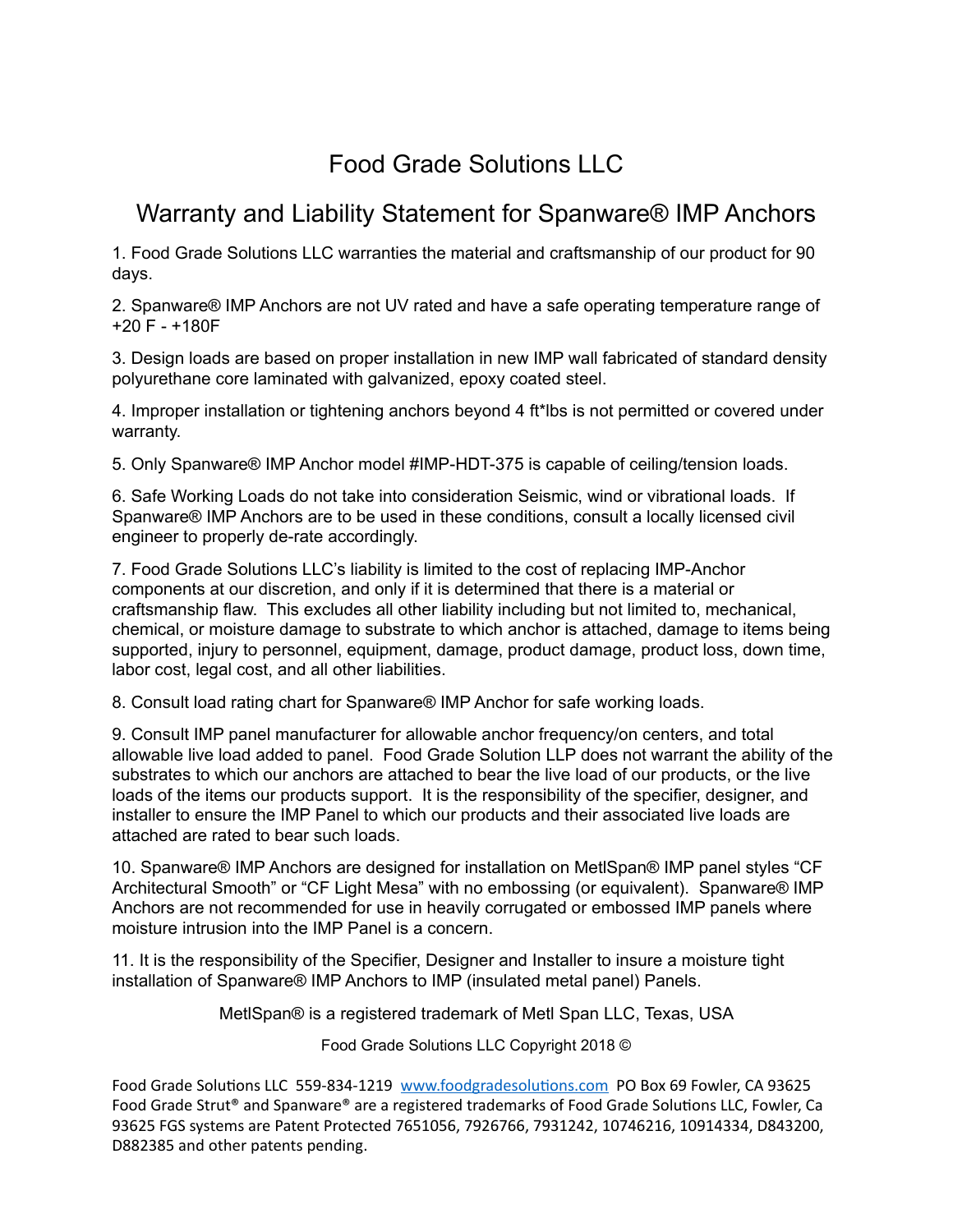# Food Grade Solutions LLC

## Warranty and Liability Statement for Spanware® IMP Anchors

1. Food Grade Solutions LLC warranties the material and craftsmanship of our product for 90 days.

2. Spanware® IMP Anchors are not UV rated and have a safe operating temperature range of +20 F - +180F

3. Design loads are based on proper installation in new IMP wall fabricated of standard density polyurethane core laminated with galvanized, epoxy coated steel.

4. Improper installation or tightening anchors beyond 4 ft*lbs is not permitted or covered under warranty.

5. Only Spanware® IMP Anchor model #IMP-HDT-375 is capable of ceiling/tension loads.

6. Safe Working Loads do not take into consideration Seismic, wind or vibrational loads. If Spanware® IMP Anchors are to be used in these conditions, consult a locally licensed civil engineer to properly de-rate accordingly.

7. Food Grade Solutions LLC's liability is limited to the cost of replacing IMP-Anchor components at our discretion, and only if it is determined that there is a material or craftsmanship flaw. This excludes all other liability including but not limited to, mechanical, chemical, or moisture damage to substrate to which anchor is attached, damage to items being supported, injury to personnel, equipment, damage, product damage, product loss, down time, labor cost, legal cost, and all other liabilities.

8. Consult load rating chart for Spanware® IMP Anchor for safe working loads.

9. Consult IMP panel manufacturer for allowable anchor frequency/on centers, and total allowable live load added to panel. Food Grade Solution LLP does not warrant the ability of the substrates to which our anchors are attached to bear the live load of our products, or the live loads of the items our products support. It is the responsibility of the specifier, designer, and installer to ensure the IMP Panel to which our products and their associated live loads are attached are rated to bear such loads.

10. Spanware® IMP Anchors are designed for installation on MetlSpan® IMP panel styles "CF Architectural Smooth" or "CF Light Mesa" with no embossing (or equivalent). Spanware® IMP Anchors are not recommended for use in heavily corrugated or embossed IMP panels where moisture intrusion into the IMP Panel is a concern.

11. It is the responsibility of the Specifier, Designer and Installer to insure a moisture tight installation of Spanware® IMP Anchors to IMP (insulated metal panel) Panels.

MetlSpan® is a registered trademark of Metl Span LLC, Texas, USA

Food Grade Solutions LLC Copyright 2018 ©

Food Grade Solutions LLC 559-834-1219 www.foodgradesolutions.com PO Box 69 Fowler, CA 93625 Food Grade Strut® and Spanware® are a registered trademarks of Food Grade Solutions LLC, Fowler, Ca 93625 FGS systems are Patent Protected 7651056, 7926766, 7931242, 10746216, 10914334, D843200, D882385 and other patents pending.